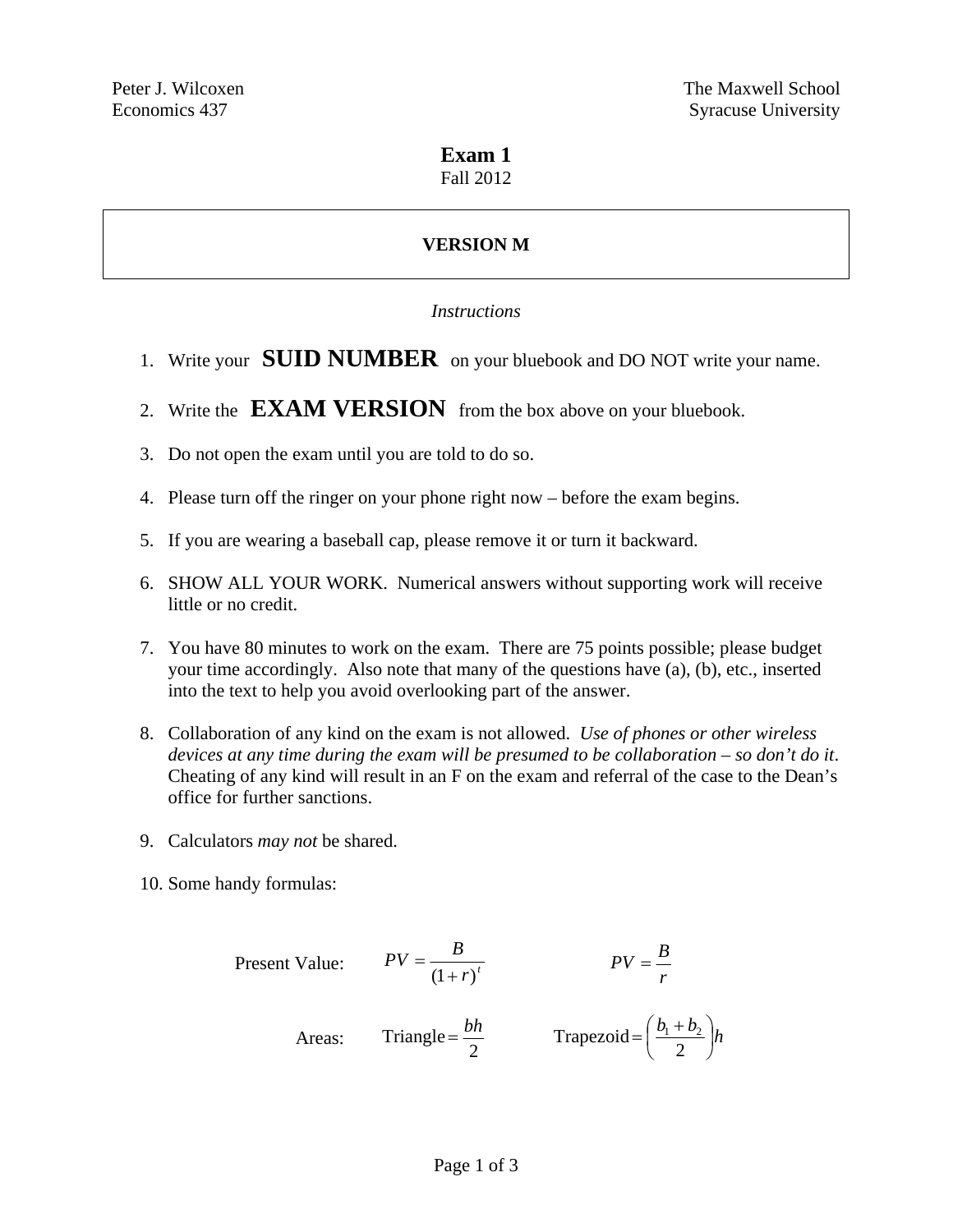Peter J. Wilcoxen
Economics 437

The Maxwell School
Syracuse University

# Exam 1

Fall 2012

**VERSION M**

*Instructions*

1. Write your **SUID NUMBER** on your bluebook and DO NOT write your name.

2. Write the **EXAM VERSION** from the box above on your bluebook.

3. Do not open the exam until you are told to do so.

4. Please turn off the ringer on your phone right now – before the exam begins.

5. If you are wearing a baseball cap, please remove it or turn it backward.

6. SHOW ALL YOUR WORK. Numerical answers without supporting work will receive little or no credit.

7. You have 80 minutes to work on the exam. There are 75 points possible; please budget your time accordingly. Also note that many of the questions have (a), (b), etc., inserted into the text to help you avoid overlooking part of the answer.

8. Collaboration of any kind on the exam is not allowed. *Use of phones or other wireless devices at any time during the exam will be presumed to be collaboration – so don't do it*. Cheating of any kind will result in an F on the exam and referral of the case to the Dean's office for further sanctions.

9. Calculators *may not* be shared.

10. Some handy formulas:

Present Value: $PV = \dfrac{B}{(1+r)^t}$ $\qquad$ $PV = \dfrac{B}{r}$

Areas: $\text{Triangle} = \dfrac{bh}{2}$ $\qquad$ $\text{Trapezoid} = \left(\dfrac{b_1 + b_2}{2}\right)h$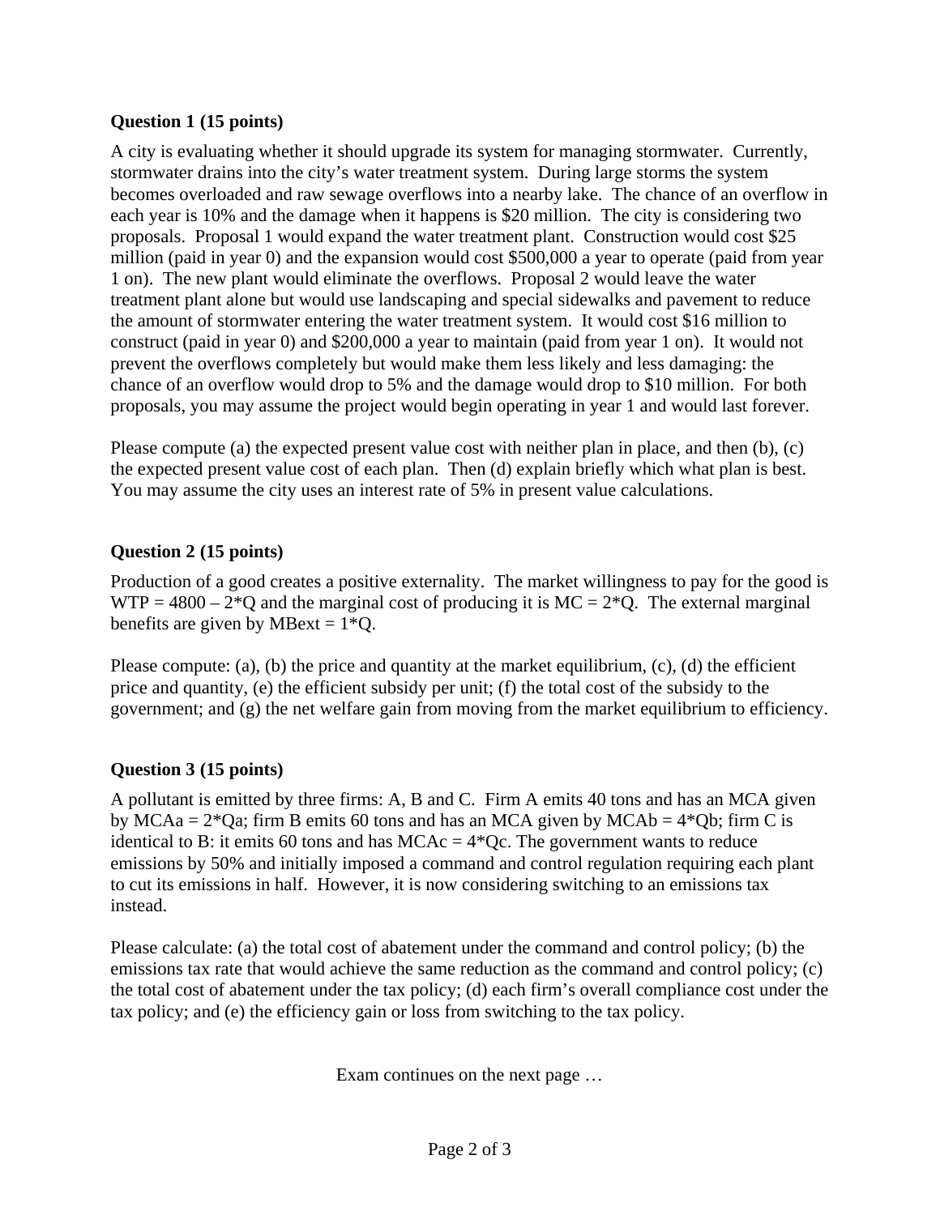**Question 1 (15 points)**

A city is evaluating whether it should upgrade its system for managing stormwater. Currently, stormwater drains into the city's water treatment system. During large storms the system becomes overloaded and raw sewage overflows into a nearby lake. The chance of an overflow in each year is 10% and the damage when it happens is $20 million. The city is considering two proposals. Proposal 1 would expand the water treatment plant. Construction would cost $25 million (paid in year 0) and the expansion would cost $500,000 a year to operate (paid from year 1 on). The new plant would eliminate the overflows. Proposal 2 would leave the water treatment plant alone but would use landscaping and special sidewalks and pavement to reduce the amount of stormwater entering the water treatment system. It would cost $16 million to construct (paid in year 0) and $200,000 a year to maintain (paid from year 1 on). It would not prevent the overflows completely but would make them less likely and less damaging: the chance of an overflow would drop to 5% and the damage would drop to $10 million. For both proposals, you may assume the project would begin operating in year 1 and would last forever.

Please compute (a) the expected present value cost with neither plan in place, and then (b), (c) the expected present value cost of each plan. Then (d) explain briefly which what plan is best. You may assume the city uses an interest rate of 5% in present value calculations.

**Question 2 (15 points)**

Production of a good creates a positive externality. The market willingness to pay for the good is $WTP = 4800 - 2*Q$ and the marginal cost of producing it is $MC = 2*Q$. The external marginal benefits are given by $MBext = 1*Q$.

Please compute: (a), (b) the price and quantity at the market equilibrium, (c), (d) the efficient price and quantity, (e) the efficient subsidy per unit; (f) the total cost of the subsidy to the government; and (g) the net welfare gain from moving from the market equilibrium to efficiency.

**Question 3 (15 points)**

A pollutant is emitted by three firms: A, B and C. Firm A emits 40 tons and has an MCA given by $MCAa = 2*Qa$; firm B emits 60 tons and has an MCA given by $MCAb = 4*Qb$; firm C is identical to B: it emits 60 tons and has $MCAc = 4*Qc$. The government wants to reduce emissions by 50% and initially imposed a command and control regulation requiring each plant to cut its emissions in half. However, it is now considering switching to an emissions tax instead.

Please calculate: (a) the total cost of abatement under the command and control policy; (b) the emissions tax rate that would achieve the same reduction as the command and control policy; (c) the total cost of abatement under the tax policy; (d) each firm's overall compliance cost under the tax policy; and (e) the efficiency gain or loss from switching to the tax policy.

Exam continues on the next page …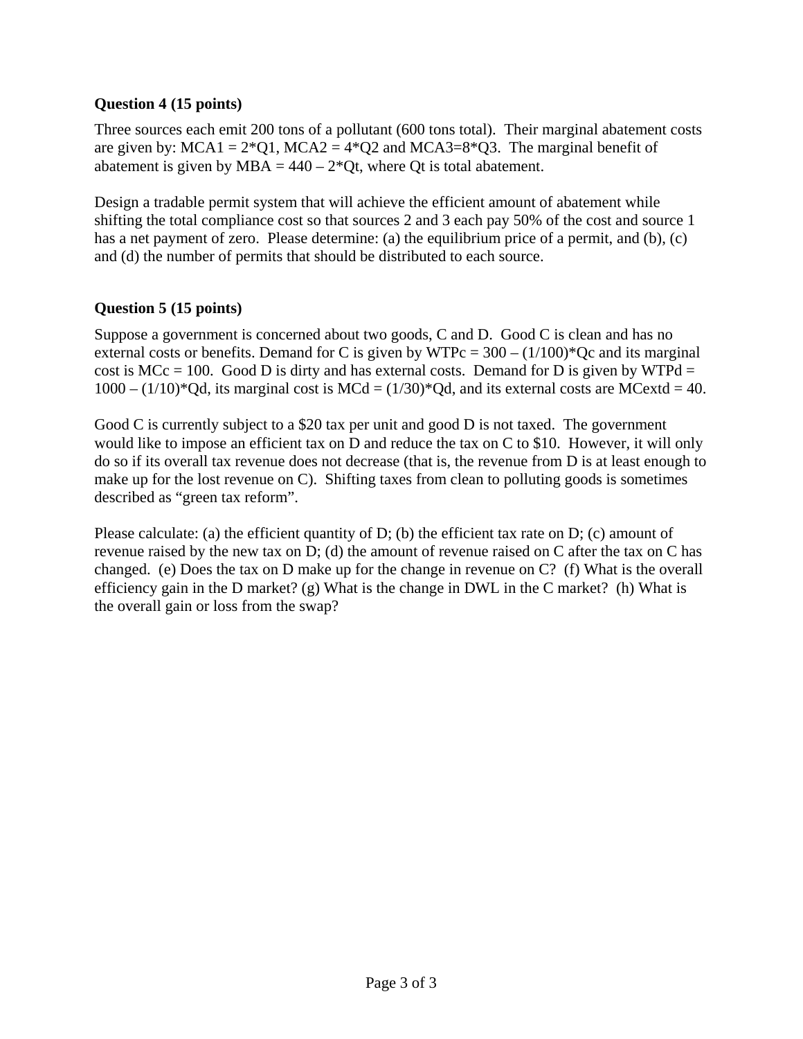**Question 4 (15 points)**

Three sources each emit 200 tons of a pollutant (600 tons total). Their marginal abatement costs are given by: $MCA1 = 2*Q1$, $MCA2 = 4*Q2$ and $MCA3=8*Q3$. The marginal benefit of abatement is given by $MBA = 440 – 2*Qt$, where $Qt$ is total abatement.

Design a tradable permit system that will achieve the efficient amount of abatement while shifting the total compliance cost so that sources 2 and 3 each pay 50% of the cost and source 1 has a net payment of zero. Please determine: (a) the equilibrium price of a permit, and (b), (c) and (d) the number of permits that should be distributed to each source.

**Question 5 (15 points)**

Suppose a government is concerned about two goods, C and D. Good C is clean and has no external costs or benefits. Demand for C is given by $WTPc = 300 – (1/100)*Qc$ and its marginal cost is $MCc = 100$. Good D is dirty and has external costs. Demand for D is given by $WTPd = 1000 – (1/10)*Qd$, its marginal cost is $MCd = (1/30)*Qd$, and its external costs are $MCextd = 40$.

Good C is currently subject to a $20 tax per unit and good D is not taxed. The government would like to impose an efficient tax on D and reduce the tax on C to $10. However, it will only do so if its overall tax revenue does not decrease (that is, the revenue from D is at least enough to make up for the lost revenue on C). Shifting taxes from clean to polluting goods is sometimes described as "green tax reform".

Please calculate: (a) the efficient quantity of D; (b) the efficient tax rate on D; (c) amount of revenue raised by the new tax on D; (d) the amount of revenue raised on C after the tax on C has changed. (e) Does the tax on D make up for the change in revenue on C? (f) What is the overall efficiency gain in the D market? (g) What is the change in DWL in the C market? (h) What is the overall gain or loss from the swap?